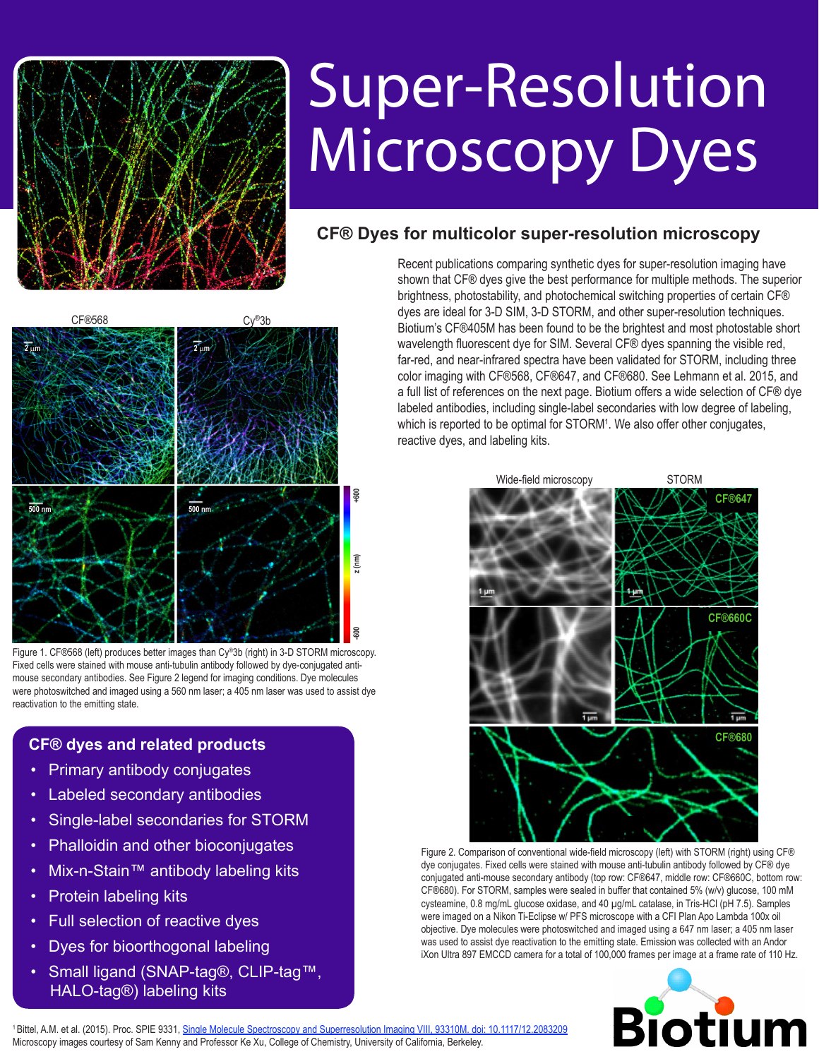# Super-Resolution Microscopy Dyes

## CF® Dyes for multicolor super-resolution microscopy

Recent publications comparing synthetic dyes for super-resolution imaging have shown that CF® dyes give the best performance for multiple methods. The superior brightness, photostability, and photochemical switching properties of certain CF® dyes are ideal for 3-D SIM, 3-D STORM, and other super-resolution techniques. Biotium's CF®405M has been found to be the brightest and most photostable short wavelength fluorescent dye for SIM. Several CF® dyes spanning the visible red, far-red, and near-infrared spectra have been validated for STORM, including three color imaging with CF®568, CF®647, and CF®680. See Lehmann et al. 2015, and a full list of references on the next page. Biotium offers a wide selection of CF® dye labeled antibodies, including single-label secondaries with low degree of labeling, which is reported to be optimal for STORM[1]. We also offer other conjugates, reactive dyes, and labeling kits.

Figure 1. CF®568 (left) produces better images than Cy®3b (right) in 3-D STORM microscopy. Fixed cells were stained with mouse anti-tubulin antibody followed by dye-conjugated anti-mouse secondary antibodies. See Figure 2 legend for imaging conditions. Dye molecules were photoswitched and imaged using a 560 nm laser; a 405 nm laser was used to assist dye reactivation to the emitting state.

Figure 2. Comparison of conventional wide-field microscopy (left) with STORM (right) using CF® dye conjugates. Fixed cells were stained with mouse anti-tubulin antibody followed by CF® dye conjugated anti-mouse secondary antibody (top row: CF®647, middle row: CF®660C, bottom row: CF®680). For STORM, samples were sealed in buffer that contained 5% (w/v) glucose, 100 mM cysteamine, 0.8 mg/mL glucose oxidase, and 40 µg/mL catalase, in Tris-HCl (pH 7.5). Samples were imaged on a Nikon Ti-Eclipse w/ PFS microscope with a CFI Plan Apo Lambda 100x oil objective. Dye molecules were photoswitched and imaged using a 647 nm laser; a 405 nm laser was used to assist dye reactivation to the emitting state. Emission was collected with an Andor iXon Ultra 897 EMCCD camera for a total of 100,000 frames per image at a frame rate of 110 Hz.

### CF® dyes and related products

- Primary antibody conjugates
- Labeled secondary antibodies
- Single-label secondaries for STORM
- Phalloidin and other bioconjugates
- Mix-n-Stain™ antibody labeling kits
- Protein labeling kits
- Full selection of reactive dyes
- Dyes for bioorthogonal labeling
- Small ligand (SNAP-tag®, CLIP-tag™, HALO-tag®) labeling kits

[1] Bittel, A.M. et al. (2015). Proc. SPIE 9331, Single Molecule Spectroscopy and Superresolution Imaging VIII, 93310M. doi: 10.1117/12.2083209

Microscopy images courtesy of Sam Kenny and Professor Ke Xu, College of Chemistry, University of California, Berkeley.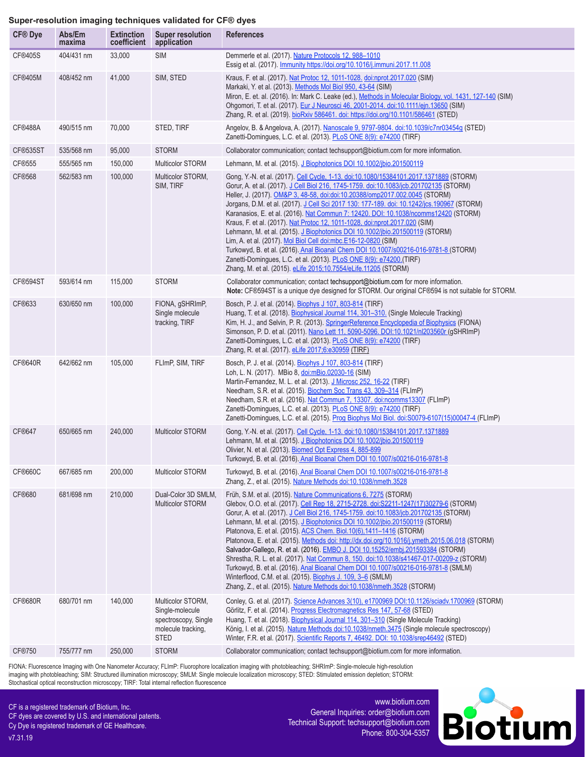## Super-resolution imaging techniques validated for CF® dyes

| CF® Dye | Abs/Em maxima | Extinction coefficient | Super resolution application | References |
|---|---|---|---|---|
| CF®405S | 404/431 nm | 33,000 | SIM | Demmerle et al. (2017). Nature Protocols 12, 988–1010<br>Essig et al. (2017). Immunity https://doi.org/10.1016/j.immuni.2017.11.008 |
| CF®405M | 408/452 nm | 41,000 | SIM, STED | Kraus, F. et al. (2017). Nat Protoc 12, 1011-1028. doi:nprot.2017.020 (SIM)<br>Markaki, Y. et al. (2013). Methods Mol Biol 950, 43-64 (SIM)<br>Miron, E. et. al. (2016). In: Mark C. Leake (ed.), Methods in Molecular Biology, vol. 1431, 127-140 (SIM)<br>Ohgomori, T. et al. (2017). Eur J Neurosci 46, 2001-2014. doi:10.1111/ejn.13650 (SIM)<br>Zhang, R. et al. (2019). bioRxiv 586461. doi: https://doi.org/10.1101/586461 (STED) |
| CF®488A | 490/515 nm | 70,000 | STED, TIRF | Angelov, B. & Angelova, A. (2017). Nanoscale 9, 9797-9804. doi:10.1039/c7nr03454g (STED)<br>Zanetti-Domingues, L.C. et al. (2013). PLoS ONE 8(9): e74200 (TIRF) |
| CF®535ST | 535/568 nm | 95,000 | STORM | Collaborator communication; contact techsupport@biotium.com for more information. |
| CF®555 | 555/565 nm | 150,000 | Multicolor STORM | Lehmann, M. et al. (2015). J Biophotonics DOI 10.1002/jbio.201500119 |
| CF®568 | 562/583 nm | 100,000 | Multicolor STORM, SIM, TIRF | Gong, Y.-N. et al. (2017). Cell Cycle, 1-13. doi:10.1080/15384101.2017.1371889 (STORM)<br>Gorur, A. et al. (2017). J Cell Biol 216, 1745-1759. doi:10.1083/jcb.201702135 (STORM)<br>Heller, J. (2017). OM&P 3, 48-58, doi:doi:10.20388/omp2017.002.0045 (STORM)<br>Jorgans, D.M. et al. (2017). J Cell Sci 2017 130: 177-189. doi: 10.1242/jcs.190967 (STORM)<br>Karanasios, E. et al. (2016). Nat Commun 7: 12420. DOI: 10.1038/ncomms12420 (STORM)<br>Kraus, F. et al. (2017). Nat Protoc 12, 1011-1028. doi:nprot.2017.020 (SIM)<br>Lehmann, M. et al. (2015). J Biophotonics DOI 10.1002/jbio.201500119 (STORM)<br>Lim, A. et al. (2017). Mol Biol Cell doi:mbc.E16-12-0820 (SIM)<br>Turkowyd, B. et al. (2016). Anal Bioanal Chem DOI 10.1007/s00216-016-9781-8 (STORM)<br>Zanetti-Domingues, L.C. et al. (2013). PLoS ONE 8(9): e74200.(TIRF)<br>Zhang, M. et al. (2015). eLife 2015;10.7554/eLife.11205 (STORM) |
| CF®594ST | 593/614 nm | 115,000 | STORM | Collaborator communication; contact techsupport@biotium.com for more information.<br>**Note:** CF®594ST is a unique dye designed for STORM. Our original CF®594 is not suitable for STORM. |
| CF®633 | 630/650 nm | 100,000 | FIONA, gSHRImP, Single molecule tracking, TIRF | Bosch, P. J. et al. (2014). Biophys J 107, 803-814 (TIRF)<br>Huang, T. et al. (2018). Biophysical Journal 114, 301–310. (Single Molecule Tracking)<br>Kim, H. J., and Selvin, P. R. (2013). SpringerReference Encyclopedia of Biophysics (FIONA)<br>Simonson, P. D. et al. (2011). Nano Lett 11, 5090-5096. DOI:10.1021/nl203560r (gSHRImP)<br>Zanetti-Domingues, L.C. et al. (2013). PLoS ONE 8(9): e74200 (TIRF)<br>Zhang, R. et al. (2017). eLife 2017;6:e30959 (TIRF) |
| CF®640R | 642/662 nm | 105,000 | FLImP, SIM, TIRF | Bosch, P. J. et al. (2014). Biophys J 107, 803-814 (TIRF)<br>Loh, L. N. (2017). MBio 8, doi:mBio.02030-16 (SIM)<br>Martin-Fernandez, M. L. et al. (2013). J Microsc 252, 16-22 (TIRF)<br>Needham, S.R. et al. (2015). Biochem Soc Trans 43, 309–314 (FLImP)<br>Needham, S.R. et al. (2016). Nat Commun 7, 13307. doi:ncomms13307 (FLImP)<br>Zanetti-Domingues, L.C. et al. (2013). PLoS ONE 8(9): e74200 (TIRF)<br>Zanetti-Domingues, L.C. et al. (2015). Prog Biophys Mol Biol. doi:S0079-6107(15)00047-4 (FLImP) |
| CF®647 | 650/665 nm | 240,000 | Multicolor STORM | Gong, Y.-N. et al. (2017). Cell Cycle, 1-13. doi:10.1080/15384101.2017.1371889<br>Lehmann, M. et al. (2015). J Biophotonics DOI 10.1002/jbio.201500119<br>Olivier, N. et al. (2013). Biomed Opt Express 4, 885-899<br>Turkowyd, B. et al. (2016). Anal Bioanal Chem DOI 10.1007/s00216-016-9781-8 |
| CF®660C | 667/685 nm | 200,000 | Multicolor STORM | Turkowyd, B. et al. (2016). Anal Bioanal Chem DOI 10.1007/s00216-016-9781-8<br>Zhang, Z., et al. (2015). Nature Methods doi:10.1038/nmeth.3528 |
| CF®680 | 681/698 nm | 210,000 | Dual-Color 3D SMLM, Multicolor STORM | Früh, S.M. et al. (2015). Nature Communications 6, 7275 (STORM)<br>Glebov, O.O. et al. (2017). Cell Rep 18, 2715-2728. doi:S2211-1247(17)30279-6 (STORM)<br>Gorur, A. et al. (2017). J Cell Biol 216, 1745-1759. doi:10.1083/jcb.201702135 (STORM)<br>Lehmann, M. et al. (2015). J Biophotonics DOI 10.1002/jbio.201500119 (STORM)<br>Platonova, E. et al. (2015). ACS Chem. Biol.10(6),1411–1416 (STORM)<br>Platonova, E. et al. (2015). Methods doi: http://dx.doi.org/10.1016/j.ymeth.2015.06.018 (STORM)<br>Salvador-Gallego, R. et al. (2016). EMBO J. DOI 10.15252/embj.201593384 (STORM)<br>Shrestha, R. L. et al. (2017). Nat Commun 8, 150. doi:10.1038/s41467-017-00209-z (STORM)<br>Turkowyd, B. et al. (2016). Anal Bioanal Chem DOI 10.1007/s00216-016-9781-8 (SMLM)<br>Winterflood, C.M. et al. (2015). Biophys J. 109, 3–6 (SMLM)<br>Zhang, Z., et al. (2015). Nature Methods doi:10.1038/nmeth.3528 (STORM) |
| CF®680R | 680/701 nm | 140,000 | Multicolor STORM, Single-molecule spectroscopy, Single molecule tracking, STED | Conley, G. et al. (2017). Science Advances 3(10), e1700969 DOI:10.1126/sciadv.1700969 (STORM)<br>Görlitz, F. et al. (2014). Progress Electromagnetics Res 147, 57-68 (STED)<br>Huang, T. et al. (2018). Biophysical Journal 114, 301–310 (Single Molecule Tracking)<br>König, I. et al. (2015). Nature Methods doi:10.1038/nmeth.3475 (Single molecule spectroscopy)<br>Winter, F.R. et al. (2017). Scientific Reports 7, 46492. DOI: 10.1038/srep46492 (STED) |
| CF®750 | 755/777 nm | 250,000 | STORM | Collaborator communication; contact techsupport@biotium.com for more information. |

FIONA: Fluorescence Imaging with One Nanometer Accuracy; FLImP: Fluorophore localization imaging with photobleaching; SHRImP: Single-molecule high-resolution imaging with photobleaching; SIM: Structured illumination microscopy; SMLM: Single molecule localization microscopy; STED: Stimulated emission depletion; STORM: Stochastical optical reconstruction microscopy; TIRF: Total internal reflection fluorescence

CF is a registered trademark of Biotium, Inc.
CF dyes are covered by U.S. and international patents.
Cy Dye is registered trademark of GE Healthcare.
v7.31.19

www.biotium.com
General Inquiries: order@biotium.com
Technical Support: techsupport@biotium.com
Phone: 800-304-5357

Biotium